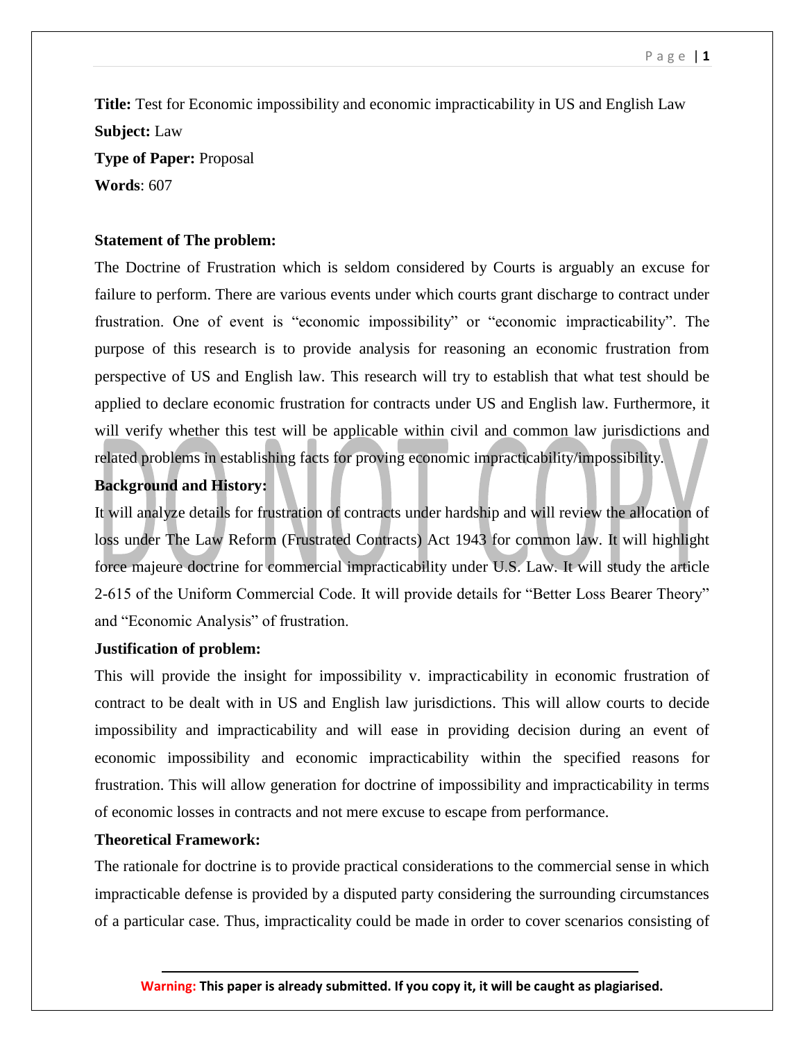**Title:** Test for Economic impossibility and economic impracticability in US and English Law

**Subject:** Law

**Type of Paper:** Proposal

**Words**: 607

**Statement of The problem:**

The Doctrine of Frustration which is seldom considered by Courts is arguably an excuse for failure to perform. There are various events under which courts grant discharge to contract under frustration. One of event is "economic impossibility" or "economic impracticability". The purpose of this research is to provide analysis for reasoning an economic frustration from perspective of US and English law. This research will try to establish that what test should be applied to declare economic frustration for contracts under US and English law. Furthermore, it will verify whether this test will be applicable within civil and common law jurisdictions and related problems in establishing facts for proving economic impracticability/impossibility.

**Background and History:**

It will analyze details for frustration of contracts under hardship and will review the allocation of loss under The Law Reform (Frustrated Contracts) Act 1943 for common law. It will highlight force majeure doctrine for commercial impracticability under U.S. Law. It will study the article 2-615 of the Uniform Commercial Code. It will provide details for "Better Loss Bearer Theory" and "Economic Analysis" of frustration.

**Justification of problem:**

This will provide the insight for impossibility v. impracticability in economic frustration of contract to be dealt with in US and English law jurisdictions. This will allow courts to decide impossibility and impracticability and will ease in providing decision during an event of economic impossibility and economic impracticability within the specified reasons for frustration. This will allow generation for doctrine of impossibility and impracticability in terms of economic losses in contracts and not mere excuse to escape from performance.

**Theoretical Framework:**

The rationale for doctrine is to provide practical considerations to the commercial sense in which impracticable defense is provided by a disputed party considering the surrounding circumstances of a particular case. Thus, impracticality could be made in order to cover scenarios consisting of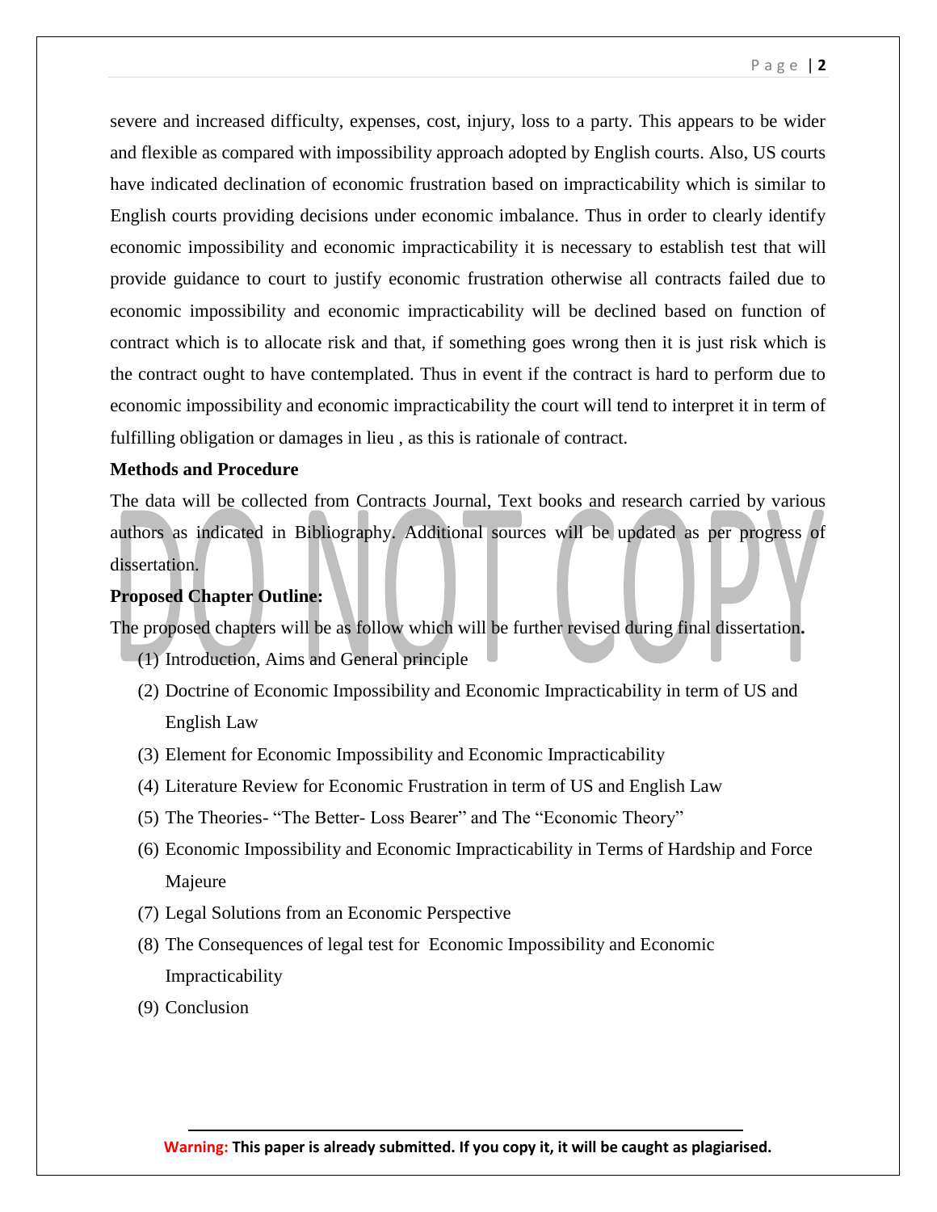severe and increased difficulty, expenses, cost, injury, loss to a party. This appears to be wider and flexible as compared with impossibility approach adopted by English courts. Also, US courts have indicated declination of economic frustration based on impracticability which is similar to English courts providing decisions under economic imbalance. Thus in order to clearly identify economic impossibility and economic impracticability it is necessary to establish test that will provide guidance to court to justify economic frustration otherwise all contracts failed due to economic impossibility and economic impracticability will be declined based on function of contract which is to allocate risk and that, if something goes wrong then it is just risk which is the contract ought to have contemplated. Thus in event if the contract is hard to perform due to economic impossibility and economic impracticability the court will tend to interpret it in term of fulfilling obligation or damages in lieu , as this is rationale of contract.

**Methods and Procedure**

The data will be collected from Contracts Journal, Text books and research carried by various authors as indicated in Bibliography. Additional sources will be updated as per progress of dissertation.

**Proposed Chapter Outline:**

The proposed chapters will be as follow which will be further revised during final dissertation**.**

(1) Introduction, Aims and General principle

(2) Doctrine of Economic Impossibility and Economic Impracticability in term of US and English Law

(3) Element for Economic Impossibility and Economic Impracticability

(4) Literature Review for Economic Frustration in term of US and English Law

(5) The Theories- "The Better- Loss Bearer" and The "Economic Theory"

(6) Economic Impossibility and Economic Impracticability in Terms of Hardship and Force Majeure

(7) Legal Solutions from an Economic Perspective

(8) The Consequences of legal test for Economic Impossibility and Economic Impracticability

(9) Conclusion

**Warning:** **This paper is already submitted. If you copy it, it will be caught as plagiarised.**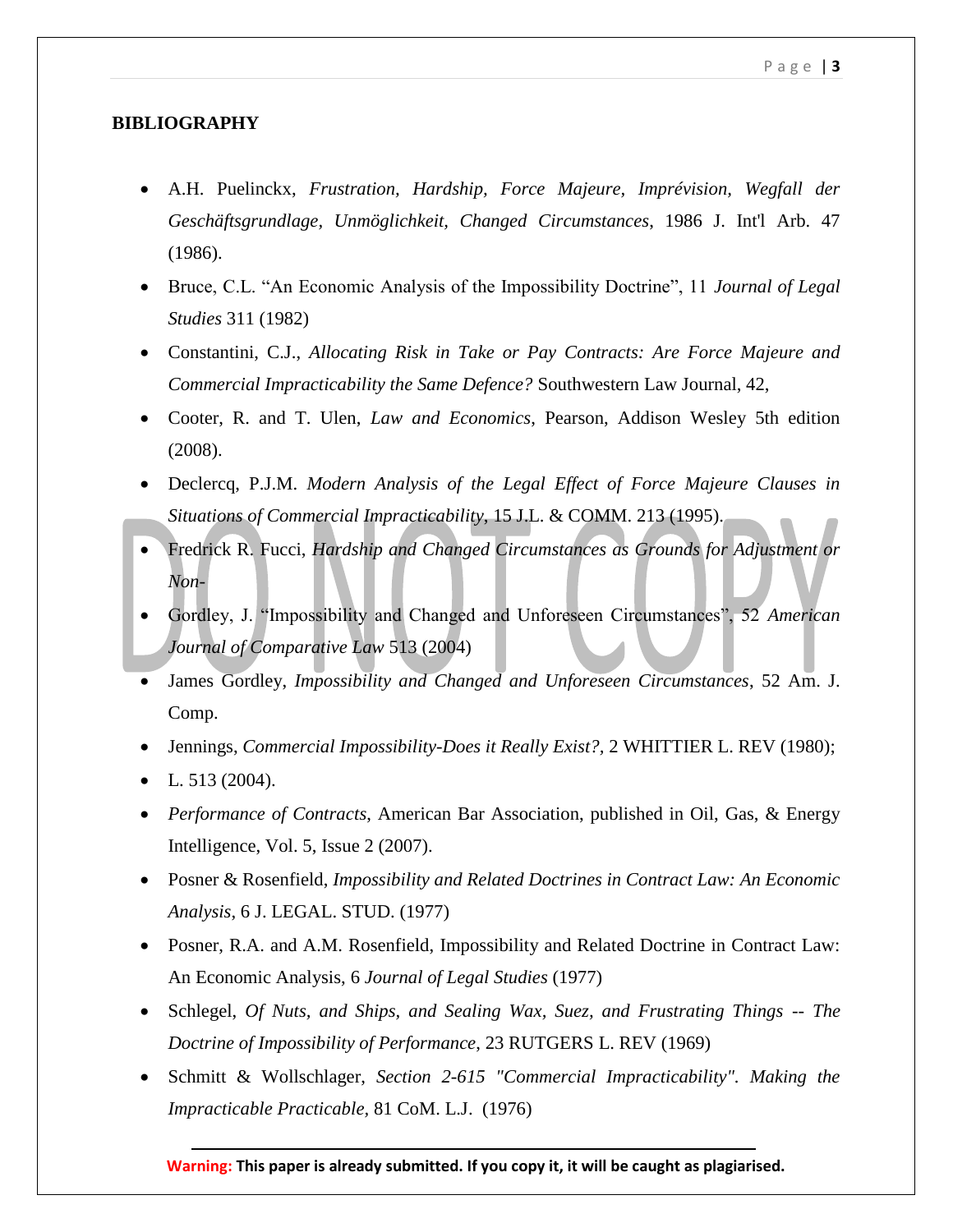**BIBLIOGRAPHY**

- A.H. Puelinckx, *Frustration, Hardship, Force Majeure, Imprévision, Wegfall der Geschäftsgrundlage, Unmöglichkeit, Changed Circumstances*, 1986 J. Int'l Arb. 47 (1986).
- Bruce, C.L. "An Economic Analysis of the Impossibility Doctrine", 11 *Journal of Legal Studies* 311 (1982)
- Constantini, C.J., *Allocating Risk in Take or Pay Contracts: Are Force Majeure and Commercial Impracticability the Same Defence?* Southwestern Law Journal, 42,
- Cooter, R. and T. Ulen, *Law and Economics*, Pearson, Addison Wesley 5th edition (2008).
- Declercq, P.J.M. *Modern Analysis of the Legal Effect of Force Majeure Clauses in Situations of Commercial Impracticability*, 15 J.L. & COMM. 213 (1995).
- Fredrick R. Fucci, *Hardship and Changed Circumstances as Grounds for Adjustment or Non-*
- Gordley, J. "Impossibility and Changed and Unforeseen Circumstances", 52 *American Journal of Comparative Law* 513 (2004)
- James Gordley, *Impossibility and Changed and Unforeseen Circumstances*, 52 Am. J. Comp.
- Jennings, *Commercial Impossibility-Does it Really Exist?*, 2 WHITTIER L. REV (1980);
- L. 513 (2004).
- *Performance of Contracts*, American Bar Association, published in Oil, Gas, & Energy Intelligence, Vol. 5, Issue 2 (2007).
- Posner & Rosenfield, *Impossibility and Related Doctrines in Contract Law: An Economic Analysis*, 6 J. LEGAL. STUD. (1977)
- Posner, R.A. and A.M. Rosenfield, Impossibility and Related Doctrine in Contract Law: An Economic Analysis, 6 *Journal of Legal Studies* (1977)
- Schlegel, *Of Nuts, and Ships, and Sealing Wax, Suez, and Frustrating Things -- The Doctrine of Impossibility of Performance*, 23 RUTGERS L. REV (1969)
- Schmitt & Wollschlager, *Section 2-615 "Commercial Impracticability". Making the Impracticable Practicable*, 81 CoM. L.J. (1976)

**Warning:** This paper is already submitted. If you copy it, it will be caught as plagiarised.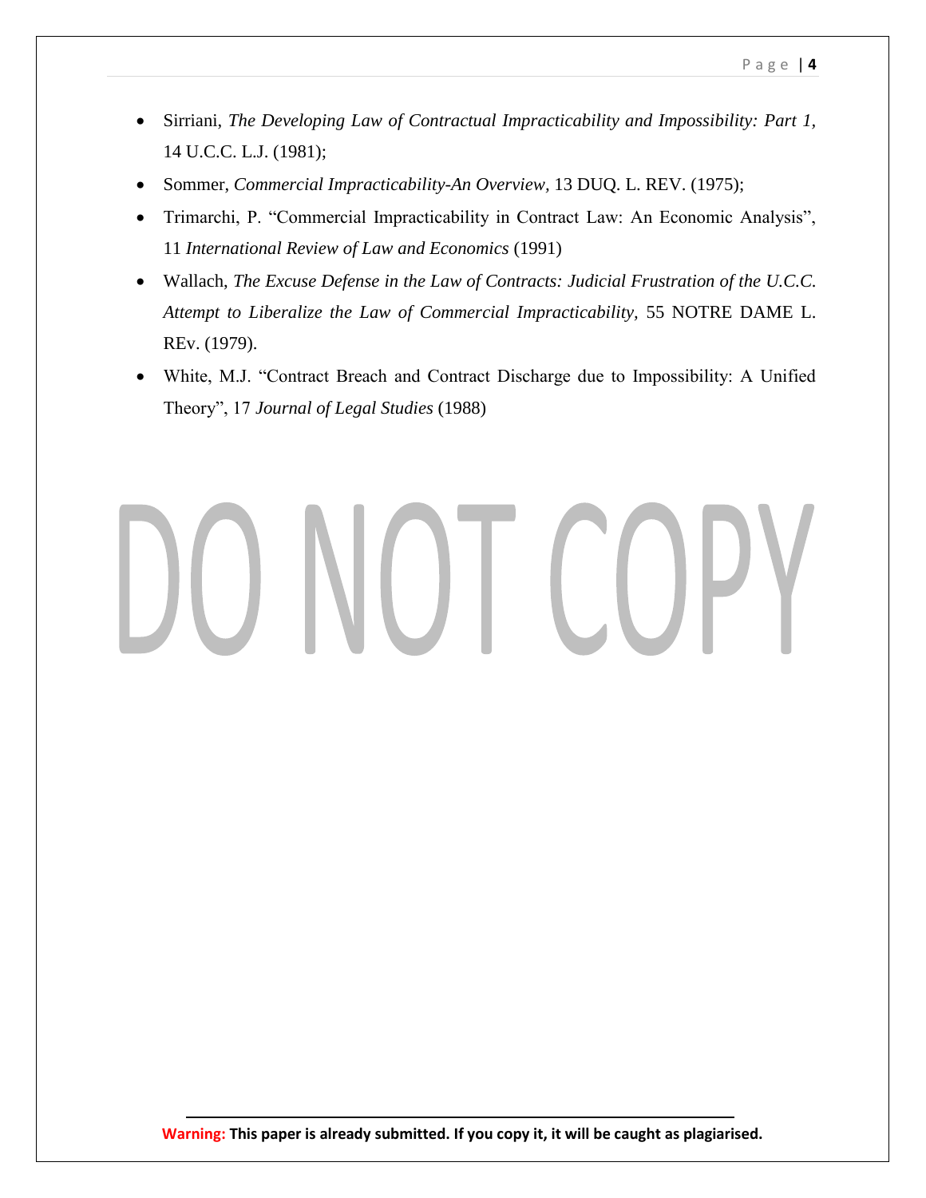- Sirriani, *The Developing Law of Contractual Impracticability and Impossibility: Part 1*, 14 U.C.C. L.J. (1981);
- Sommer, *Commercial Impracticability-An Overview*, 13 DUQ. L. REV. (1975);
- Trimarchi, P. "Commercial Impracticability in Contract Law: An Economic Analysis", 11 *International Review of Law and Economics* (1991)
- Wallach, *The Excuse Defense in the Law of Contracts: Judicial Frustration of the U.C.C. Attempt to Liberalize the Law of Commercial Impracticability*, 55 NOTRE DAME L. REv. (1979).
- White, M.J. "Contract Breach and Contract Discharge due to Impossibility: A Unified Theory", 17 *Journal of Legal Studies* (1988)